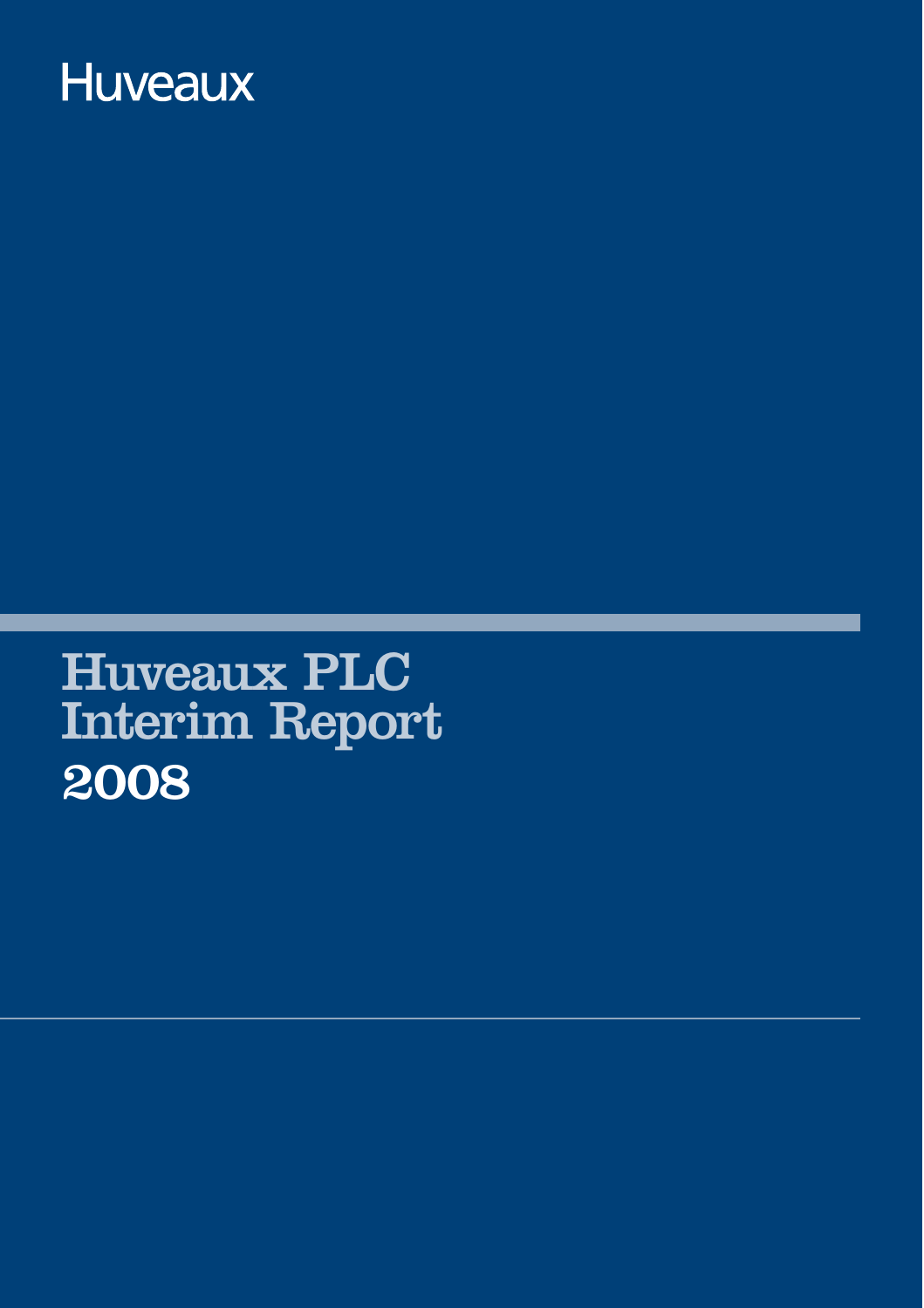Huveaux

# Huveaux PLC Interim Report 2008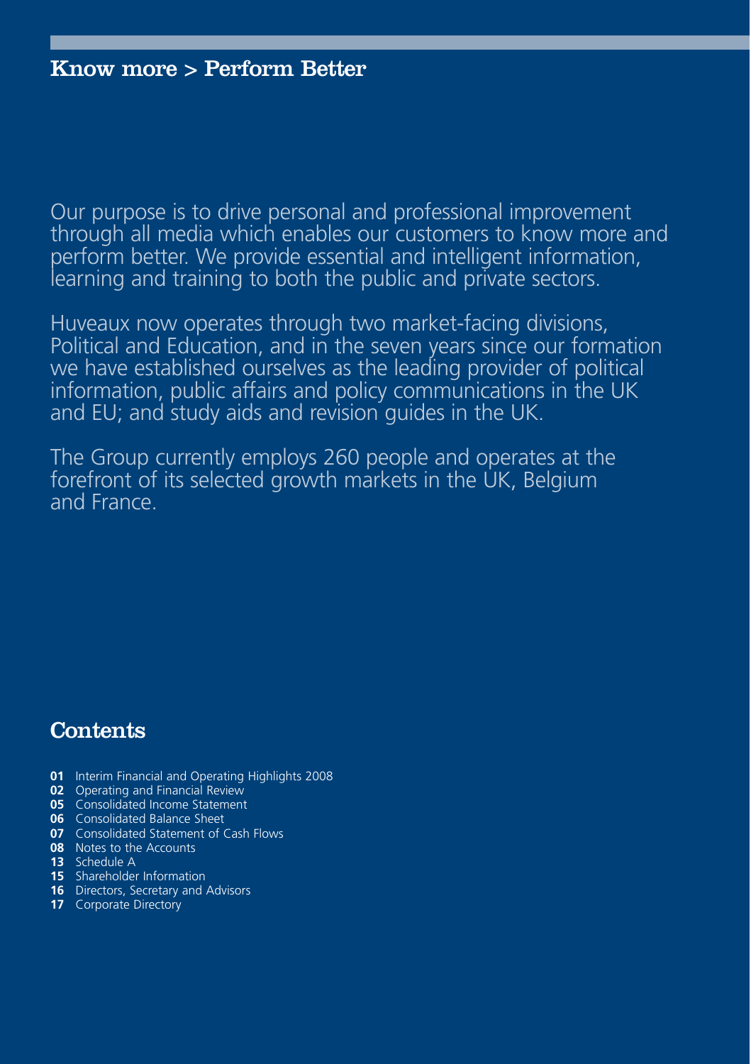## Know more > Perform Better

Our purpose is to drive personal and professional improvement through all media which enables our customers to know more and perform better. We provide essential and intelligent information, learning and training to both the public and private sectors.

Huveaux now operates through two market-facing divisions, Political and Education, and in the seven years since our formation we have established ourselves as the leading provider of political information, public affairs and policy communications in the UK and EU; and study aids and revision guides in the UK.

The Group currently employs 260 people and operates at the forefront of its selected growth markets in the UK, Belgium and France.

## Contents

- **01** Interim Financial and Operating Highlights 2008
- **02** Operating and Financial Review
- **05** Consolidated Income Statement
- **06** Consolidated Balance Sheet
- **07** Consolidated Statement of Cash Flows
- **08** Notes to the Accounts
- **13** Schedule A
- **15** Shareholder Information
- **16** Directors, Secretary and Advisors
- **17** Corporate Directory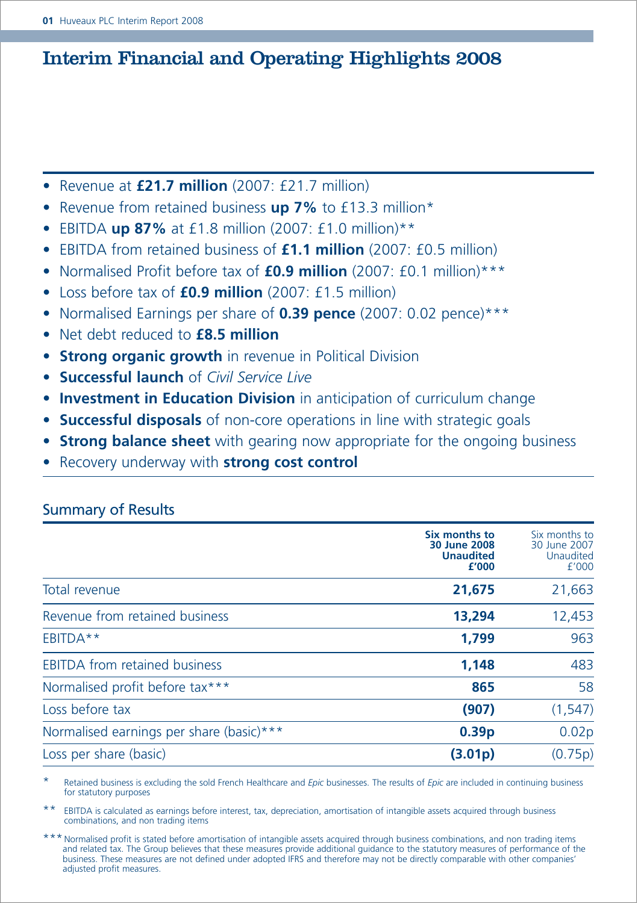# Interim Financial and Operating Highlights 2008

- Revenue at **£21.7 million** (2007: £21.7 million)
- Revenue from retained business **up 7%** to £13.3 million*
- EBITDA **up 87%** at £1.8 million (2007: £1.0 million)**
- EBITDA from retained business of **£1.1 million** (2007: £0.5 million)
- Normalised Profit before tax of **£0.9 million** (2007: £0.1 million)***
- Loss before tax of **£0.9 million** (2007: £1.5 million)
- Normalised Earnings per share of **0.39 pence** (2007: 0.02 pence)***
- Net debt reduced to **£8.5 million**
- **Strong organic growth** in revenue in Political Division
- **Successful launch** of *Civil Service Live*
- **Investment in Education Division** in anticipation of curriculum change
- **Successful disposals** of non-core operations in line with strategic goals
- **Strong balance sheet** with gearing now appropriate for the ongoing business
- Recovery underway with **strong cost control**

## Summary of Results

| | **Six months to 30 June 2008 Unaudited £'000** | Six months to 30 June 2007 Unaudited £'000 |
|---|---|---|
| Total revenue | **21,675** | 21,663 |
| Revenue from retained business | **13,294** | 12,453 |
| EBITDA** | **1,799** | 963 |
| EBITDA from retained business | **1,148** | 483 |
| Normalised profit before tax*** | **865** | 58 |
| Loss before tax | **(907)** | (1,547) |
| Normalised earnings per share (basic)*** | **0.39p** | 0.02p |
| Loss per share (basic) | **(3.01p)** | (0.75p) |

\* Retained business is excluding the sold French Healthcare and *Epic* businesses. The results of *Epic* are included in continuing business for statutory purposes

\** EBITDA is calculated as earnings before interest, tax, depreciation, amortisation of intangible assets acquired through business combinations, and non trading items

\*** Normalised profit is stated before amortisation of intangible assets acquired through business combinations, and non trading items and related tax. The Group believes that these measures provide additional guidance to the statutory measures of performance of the business. These measures are not defined under adopted IFRS and therefore may not be directly comparable with other companies' adjusted profit measures.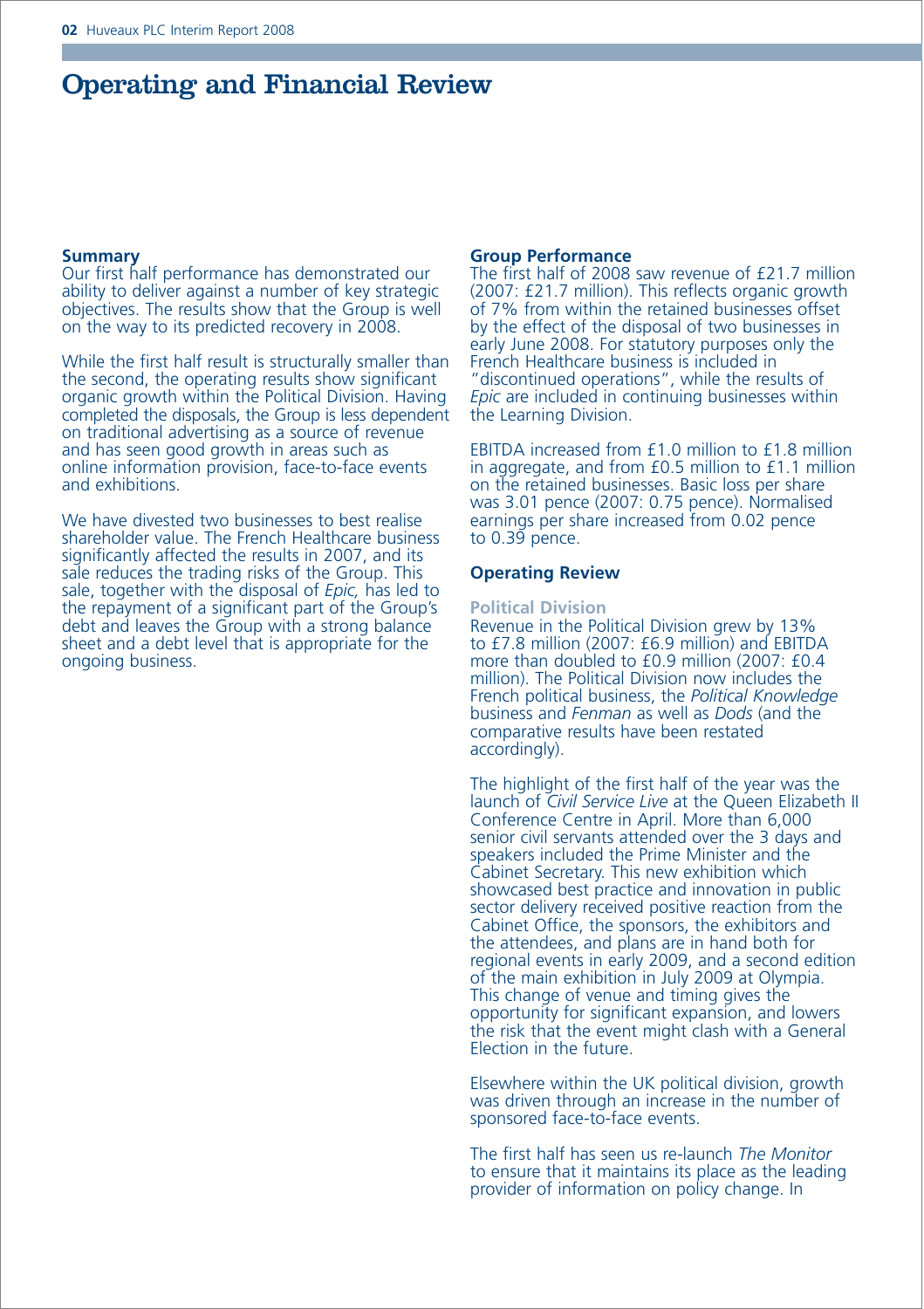# Operating and Financial Review

## Summary

Our first half performance has demonstrated our ability to deliver against a number of key strategic objectives. The results show that the Group is well on the way to its predicted recovery in 2008.

While the first half result is structurally smaller than the second, the operating results show significant organic growth within the Political Division. Having completed the disposals, the Group is less dependent on traditional advertising as a source of revenue and has seen good growth in areas such as online information provision, face-to-face events and exhibitions.

We have divested two businesses to best realise shareholder value. The French Healthcare business significantly affected the results in 2007, and its sale reduces the trading risks of the Group. This sale, together with the disposal of *Epic,* has led to the repayment of a significant part of the Group's debt and leaves the Group with a strong balance sheet and a debt level that is appropriate for the ongoing business.

## Group Performance

The first half of 2008 saw revenue of £21.7 million (2007: £21.7 million). This reflects organic growth of 7% from within the retained businesses offset by the effect of the disposal of two businesses in early June 2008. For statutory purposes only the French Healthcare business is included in "discontinued operations", while the results of *Epic* are included in continuing businesses within the Learning Division.

EBITDA increased from £1.0 million to £1.8 million in aggregate, and from £0.5 million to £1.1 million on the retained businesses. Basic loss per share was 3.01 pence (2007: 0.75 pence). Normalised earnings per share increased from 0.02 pence to 0.39 pence.

## Operating Review

### Political Division

Revenue in the Political Division grew by 13% to £7.8 million (2007: £6.9 million) and EBITDA more than doubled to £0.9 million (2007: £0.4 million). The Political Division now includes the French political business, the *Political Knowledge* business and *Fenman* as well as *Dods* (and the comparative results have been restated accordingly).

The highlight of the first half of the year was the launch of *Civil Service Live* at the Queen Elizabeth II Conference Centre in April. More than 6,000 senior civil servants attended over the 3 days and speakers included the Prime Minister and the Cabinet Secretary. This new exhibition which showcased best practice and innovation in public sector delivery received positive reaction from the Cabinet Office, the sponsors, the exhibitors and the attendees, and plans are in hand both for regional events in early 2009, and a second edition of the main exhibition in July 2009 at Olympia. This change of venue and timing gives the opportunity for significant expansion, and lowers the risk that the event might clash with a General Election in the future.

Elsewhere within the UK political division, growth was driven through an increase in the number of sponsored face-to-face events.

The first half has seen us re-launch *The Monitor* to ensure that it maintains its place as the leading provider of information on policy change. In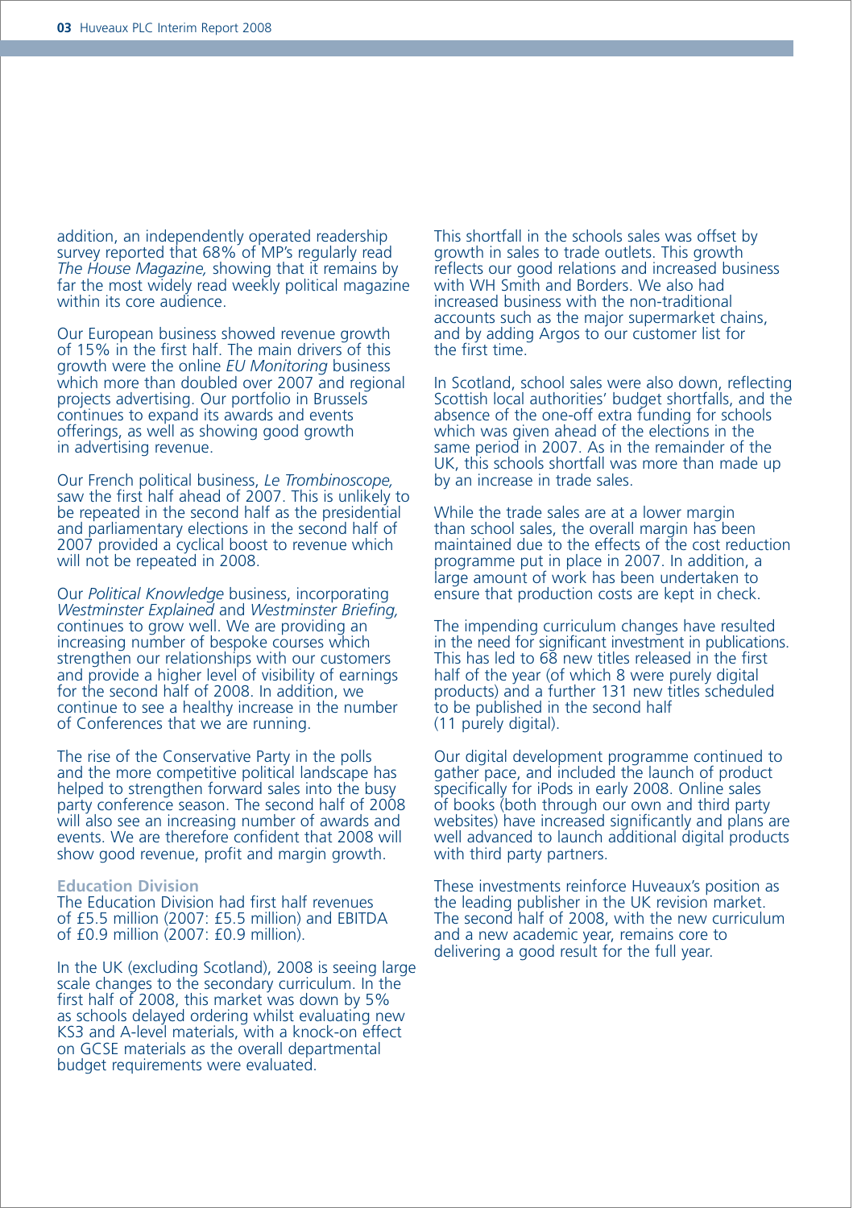addition, an independently operated readership survey reported that 68% of MP's regularly read *The House Magazine,* showing that it remains by far the most widely read weekly political magazine within its core audience.

Our European business showed revenue growth of 15% in the first half. The main drivers of this growth were the online *EU Monitoring* business which more than doubled over 2007 and regional projects advertising. Our portfolio in Brussels continues to expand its awards and events offerings, as well as showing good growth in advertising revenue.

Our French political business, *Le Trombinoscope,* saw the first half ahead of 2007. This is unlikely to be repeated in the second half as the presidential and parliamentary elections in the second half of 2007 provided a cyclical boost to revenue which will not be repeated in 2008.

Our *Political Knowledge* business, incorporating *Westminster Explained* and *Westminster Briefing,* continues to grow well. We are providing an increasing number of bespoke courses which strengthen our relationships with our customers and provide a higher level of visibility of earnings for the second half of 2008. In addition, we continue to see a healthy increase in the number of Conferences that we are running.

The rise of the Conservative Party in the polls and the more competitive political landscape has helped to strengthen forward sales into the busy party conference season. The second half of 2008 will also see an increasing number of awards and events. We are therefore confident that 2008 will show good revenue, profit and margin growth.

**Education Division**

The Education Division had first half revenues of £5.5 million (2007: £5.5 million) and EBITDA of £0.9 million (2007: £0.9 million).

In the UK (excluding Scotland), 2008 is seeing large scale changes to the secondary curriculum. In the first half of 2008, this market was down by 5% as schools delayed ordering whilst evaluating new KS3 and A-level materials, with a knock-on effect on GCSE materials as the overall departmental budget requirements were evaluated.

This shortfall in the schools sales was offset by growth in sales to trade outlets. This growth reflects our good relations and increased business with WH Smith and Borders. We also had increased business with the non-traditional accounts such as the major supermarket chains, and by adding Argos to our customer list for the first time.

In Scotland, school sales were also down, reflecting Scottish local authorities' budget shortfalls, and the absence of the one-off extra funding for schools which was given ahead of the elections in the same period in 2007. As in the remainder of the UK, this schools shortfall was more than made up by an increase in trade sales.

While the trade sales are at a lower margin than school sales, the overall margin has been maintained due to the effects of the cost reduction programme put in place in 2007. In addition, a large amount of work has been undertaken to ensure that production costs are kept in check.

The impending curriculum changes have resulted in the need for significant investment in publications. This has led to 68 new titles released in the first half of the year (of which 8 were purely digital products) and a further 131 new titles scheduled to be published in the second half (11 purely digital).

Our digital development programme continued to gather pace, and included the launch of product specifically for iPods in early 2008. Online sales of books (both through our own and third party websites) have increased significantly and plans are well advanced to launch additional digital products with third party partners.

These investments reinforce Huveaux's position as the leading publisher in the UK revision market. The second half of 2008, with the new curriculum and a new academic year, remains core to delivering a good result for the full year.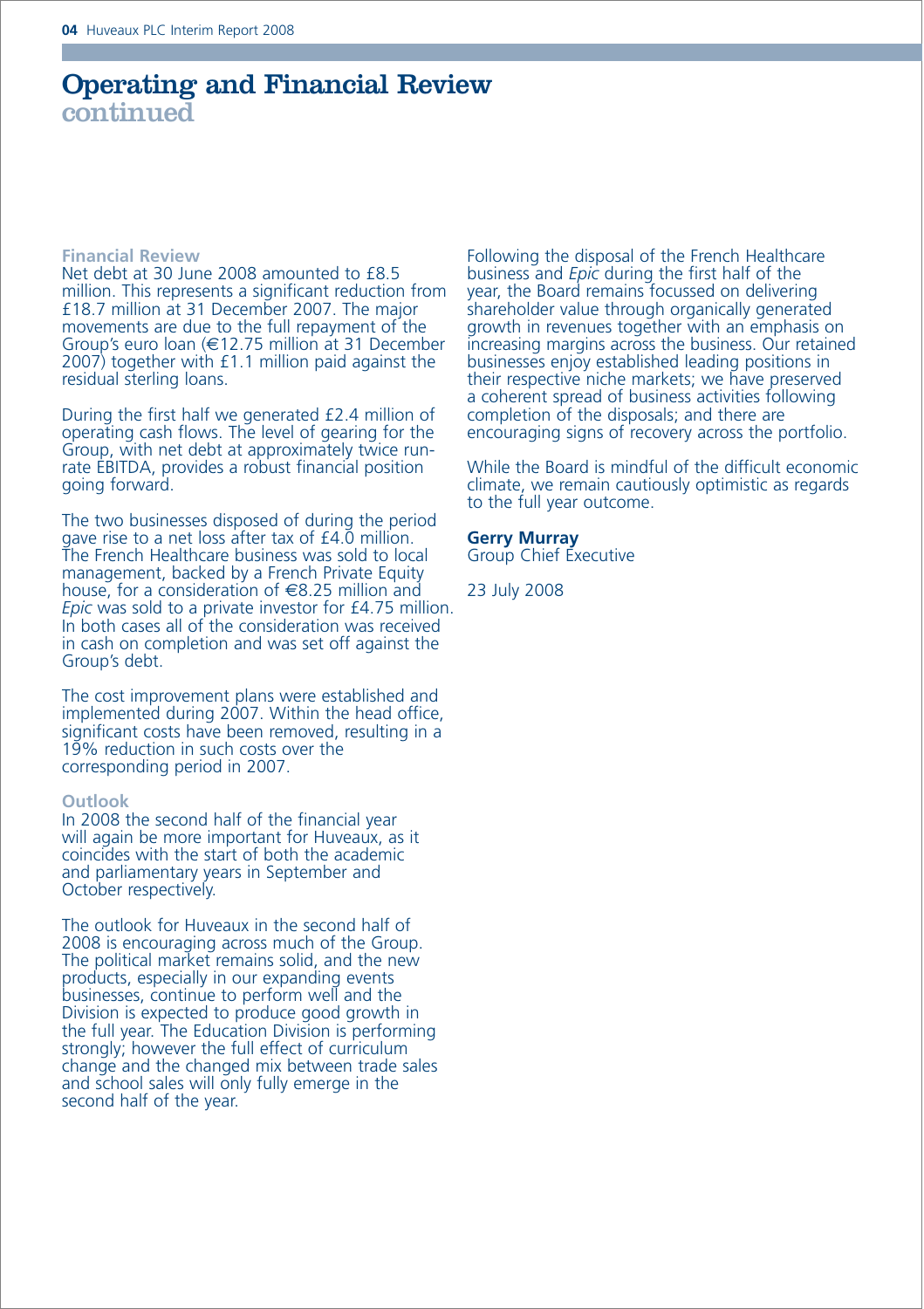# Operating and Financial Review
## continued

### Financial Review

Net debt at 30 June 2008 amounted to £8.5 million. This represents a significant reduction from £18.7 million at 31 December 2007. The major movements are due to the full repayment of the Group's euro loan (€12.75 million at 31 December 2007) together with £1.1 million paid against the residual sterling loans.

During the first half we generated £2.4 million of operating cash flows. The level of gearing for the Group, with net debt at approximately twice run-rate EBITDA, provides a robust financial position going forward.

The two businesses disposed of during the period gave rise to a net loss after tax of £4.0 million. The French Healthcare business was sold to local management, backed by a French Private Equity house, for a consideration of €8.25 million and *Epic* was sold to a private investor for £4.75 million. In both cases all of the consideration was received in cash on completion and was set off against the Group's debt.

The cost improvement plans were established and implemented during 2007. Within the head office, significant costs have been removed, resulting in a 19% reduction in such costs over the corresponding period in 2007.

### Outlook

In 2008 the second half of the financial year will again be more important for Huveaux, as it coincides with the start of both the academic and parliamentary years in September and October respectively.

The outlook for Huveaux in the second half of 2008 is encouraging across much of the Group. The political market remains solid, and the new products, especially in our expanding events businesses, continue to perform well and the Division is expected to produce good growth in the full year. The Education Division is performing strongly; however the full effect of curriculum change and the changed mix between trade sales and school sales will only fully emerge in the second half of the year.

Following the disposal of the French Healthcare business and *Epic* during the first half of the year, the Board remains focussed on delivering shareholder value through organically generated growth in revenues together with an emphasis on increasing margins across the business. Our retained businesses enjoy established leading positions in their respective niche markets; we have preserved a coherent spread of business activities following completion of the disposals; and there are encouraging signs of recovery across the portfolio.

While the Board is mindful of the difficult economic climate, we remain cautiously optimistic as regards to the full year outcome.

**Gerry Murray**
Group Chief Executive

23 July 2008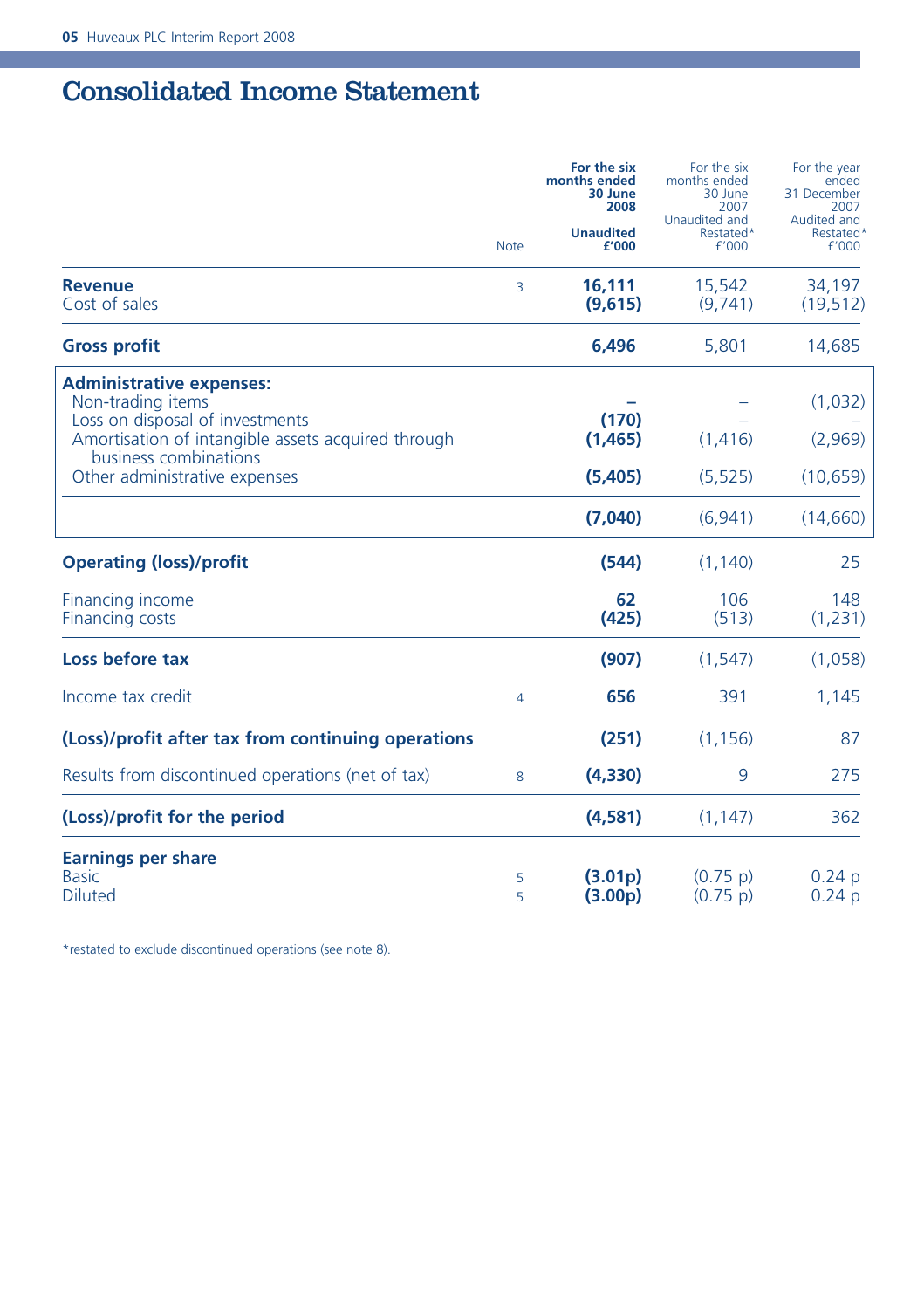# Consolidated Income Statement

| | Note | For the six months ended 30 June 2008 Unaudited £'000 | For the six months ended 30 June 2007 Unaudited and Restated* £'000 | For the year ended 31 December 2007 Audited and Restated* £'000 |
|---|---|---|---|---|
| **Revenue** | 3 | **16,111** | 15,542 | 34,197 |
| Cost of sales | | **(9,615)** | (9,741) | (19,512) |
| **Gross profit** | | **6,496** | 5,801 | 14,685 |
| **Administrative expenses:** | | | | |
| Non-trading items | | **–** | – | (1,032) |
| Loss on disposal of investments | | **(170)** | – | – |
| Amortisation of intangible assets acquired through business combinations | | **(1,465)** | (1,416) | (2,969) |
| Other administrative expenses | | **(5,405)** | (5,525) | (10,659) |
| | | **(7,040)** | (6,941) | (14,660) |
| **Operating (loss)/profit** | | **(544)** | (1,140) | 25 |
| Financing income | | **62** | 106 | 148 |
| Financing costs | | **(425)** | (513) | (1,231) |
| **Loss before tax** | | **(907)** | (1,547) | (1,058) |
| Income tax credit | 4 | **656** | 391 | 1,145 |
| **(Loss)/profit after tax from continuing operations** | | **(251)** | (1,156) | 87 |
| Results from discontinued operations (net of tax) | 8 | **(4,330)** | 9 | 275 |
| **(Loss)/profit for the period** | | **(4,581)** | (1,147) | 362 |
| **Earnings per share** | | | | |
| Basic | 5 | **(3.01p)** | (0.75 p) | 0.24 p |
| Diluted | 5 | **(3.00p)** | (0.75 p) | 0.24 p |

*restated to exclude discontinued operations (see note 8).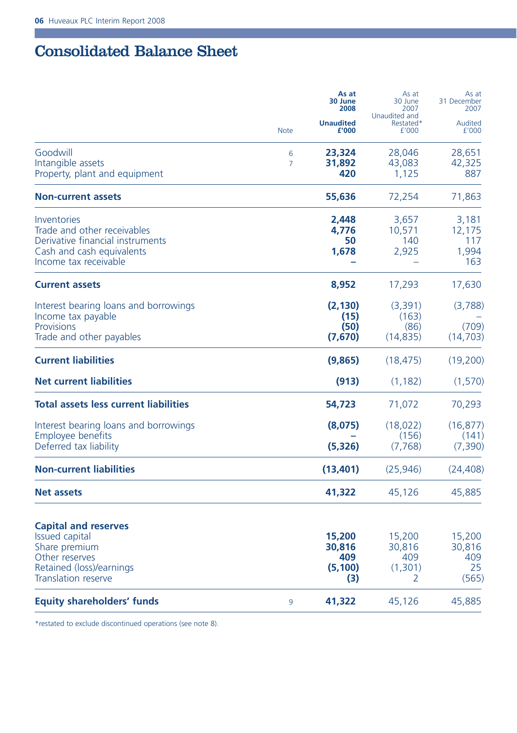# Consolidated Balance Sheet

| | Note | As at 30 June 2008 Unaudited £'000 | As at 30 June 2007 Unaudited and Restated* £'000 | As at 31 December 2007 Audited £'000 |
|---|---|---|---|---|
| Goodwill | 6 | **23,324** | 28,046 | 28,651 |
| Intangible assets | 7 | **31,892** | 43,083 | 42,325 |
| Property, plant and equipment | | **420** | 1,125 | 887 |
| **Non-current assets** | | **55,636** | 72,254 | 71,863 |
| Inventories | | **2,448** | 3,657 | 3,181 |
| Trade and other receivables | | **4,776** | 10,571 | 12,175 |
| Derivative financial instruments | | **50** | 140 | 117 |
| Cash and cash equivalents | | **1,678** | 2,925 | 1,994 |
| Income tax receivable | | **–** | – | 163 |
| **Current assets** | | **8,952** | 17,293 | 17,630 |
| Interest bearing loans and borrowings | | **(2,130)** | (3,391) | (3,788) |
| Income tax payable | | **(15)** | (163) | – |
| Provisions | | **(50)** | (86) | (709) |
| Trade and other payables | | **(7,670)** | (14,835) | (14,703) |
| **Current liabilities** | | **(9,865)** | (18,475) | (19,200) |
| **Net current liabilities** | | **(913)** | (1,182) | (1,570) |
| **Total assets less current liabilities** | | **54,723** | 71,072 | 70,293 |
| Interest bearing loans and borrowings | | **(8,075)** | (18,022) | (16,877) |
| Employee benefits | | **–** | (156) | (141) |
| Deferred tax liability | | **(5,326)** | (7,768) | (7,390) |
| **Non-current liabilities** | | **(13,401)** | (25,946) | (24,408) |
| **Net assets** | | **41,322** | 45,126 | 45,885 |
| **Capital and reserves** | | | | |
| Issued capital | | **15,200** | 15,200 | 15,200 |
| Share premium | | **30,816** | 30,816 | 30,816 |
| Other reserves | | **409** | 409 | 409 |
| Retained (loss)/earnings | | **(5,100)** | (1,301) | 25 |
| Translation reserve | | **(3)** | 2 | (565) |
| **Equity shareholders' funds** | 9 | **41,322** | 45,126 | 45,885 |

*restated to exclude discontinued operations (see note 8).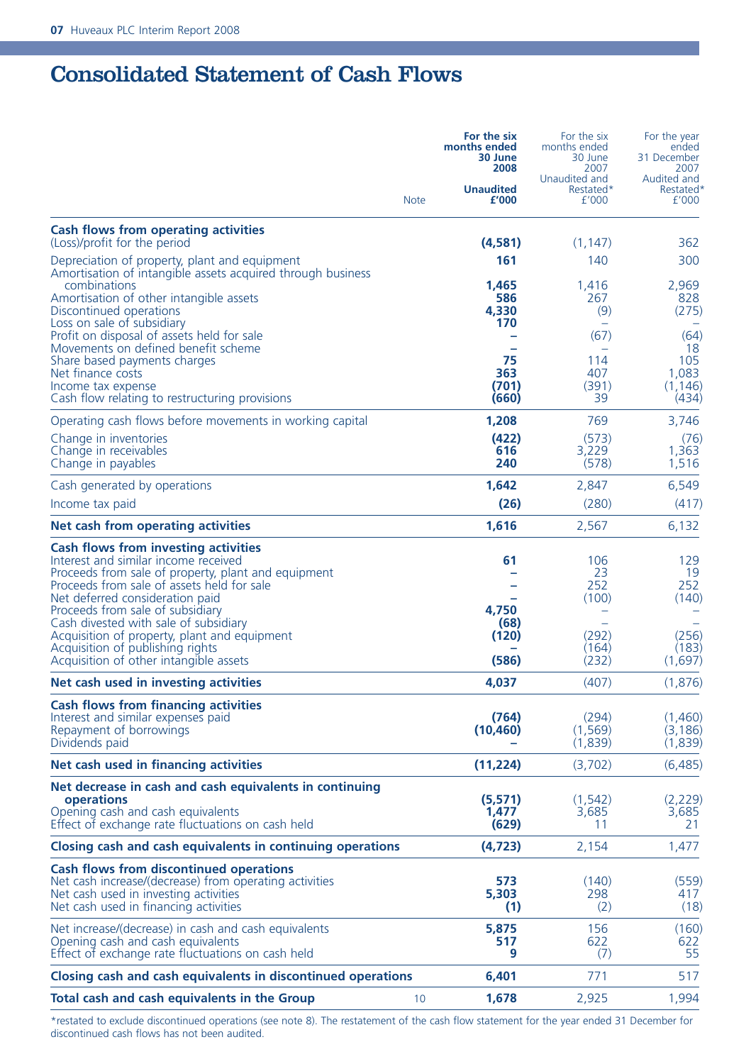# Consolidated Statement of Cash Flows

| | Note | For the six months ended 30 June 2008 Unaudited £'000 | For the six months ended 30 June 2007 Unaudited and Restated* £'000 | For the year ended 31 December 2007 Audited and Restated* £'000 |
|---|---|---|---|---|
| **Cash flows from operating activities** | | | | |
| (Loss)/profit for the period | | **(4,581)** | (1,147) | 362 |
| Depreciation of property, plant and equipment | | **161** | 140 | 300 |
| Amortisation of intangible assets acquired through business combinations | | **1,465** | 1,416 | 2,969 |
| Amortisation of other intangible assets | | **586** | 267 | 828 |
| Discontinued operations | | **4,330** | (9) | (275) |
| Loss on sale of subsidiary | | **170** | – | – |
| Profit on disposal of assets held for sale | | **–** | (67) | (64) |
| Movements on defined benefit scheme | | **–** | – | 18 |
| Share based payments charges | | **75** | 114 | 105 |
| Net finance costs | | **363** | 407 | 1,083 |
| Income tax expense | | **(701)** | (391) | (1,146) |
| Cash flow relating to restructuring provisions | | **(660)** | 39 | (434) |
| Operating cash flows before movements in working capital | | **1,208** | 769 | 3,746 |
| Change in inventories | | **(422)** | (573) | (76) |
| Change in receivables | | **616** | 3,229 | 1,363 |
| Change in payables | | **240** | (578) | 1,516 |
| Cash generated by operations | | **1,642** | 2,847 | 6,549 |
| Income tax paid | | **(26)** | (280) | (417) |
| **Net cash from operating activities** | | **1,616** | 2,567 | 6,132 |
| **Cash flows from investing activities** | | | | |
| Interest and similar income received | | **61** | 106 | 129 |
| Proceeds from sale of property, plant and equipment | | **–** | 23 | 19 |
| Proceeds from sale of assets held for sale | | **–** | 252 | 252 |
| Net deferred consideration paid | | **–** | (100) | (140) |
| Proceeds from sale of subsidiary | | **4,750** | – | – |
| Cash divested with sale of subsidiary | | **(68)** | – | – |
| Acquisition of property, plant and equipment | | **(120)** | (292) | (256) |
| Acquisition of publishing rights | | **–** | (164) | (183) |
| Acquisition of other intangible assets | | **(586)** | (232) | (1,697) |
| **Net cash used in investing activities** | | **4,037** | (407) | (1,876) |
| **Cash flows from financing activities** | | | | |
| Interest and similar expenses paid | | **(764)** | (294) | (1,460) |
| Repayment of borrowings | | **(10,460)** | (1,569) | (3,186) |
| Dividends paid | | **–** | (1,839) | (1,839) |
| **Net cash used in financing activities** | | **(11,224)** | (3,702) | (6,485) |
| **Net decrease in cash and cash equivalents in continuing operations** | | **(5,571)** | (1,542) | (2,229) |
| Opening cash and cash equivalents | | **1,477** | 3,685 | 3,685 |
| Effect of exchange rate fluctuations on cash held | | **(629)** | 11 | 21 |
| **Closing cash and cash equivalents in continuing operations** | | **(4,723)** | 2,154 | 1,477 |
| **Cash flows from discontinued operations** | | | | |
| Net cash increase/(decrease) from operating activities | | **573** | (140) | (559) |
| Net cash used in investing activities | | **5,303** | 298 | 417 |
| Net cash used in financing activities | | **(1)** | (2) | (18) |
| Net increase/(decrease) in cash and cash equivalents | | **5,875** | 156 | (160) |
| Opening cash and cash equivalents | | **517** | 622 | 622 |
| Effect of exchange rate fluctuations on cash held | | **9** | (7) | 55 |
| **Closing cash and cash equivalents in discontinued operations** | | **6,401** | 771 | 517 |
| **Total cash and cash equivalents in the Group** | 10 | **1,678** | 2,925 | 1,994 |

*restated to exclude discontinued operations (see note 8). The restatement of the cash flow statement for the year ended 31 December for discontinued cash flows has not been audited.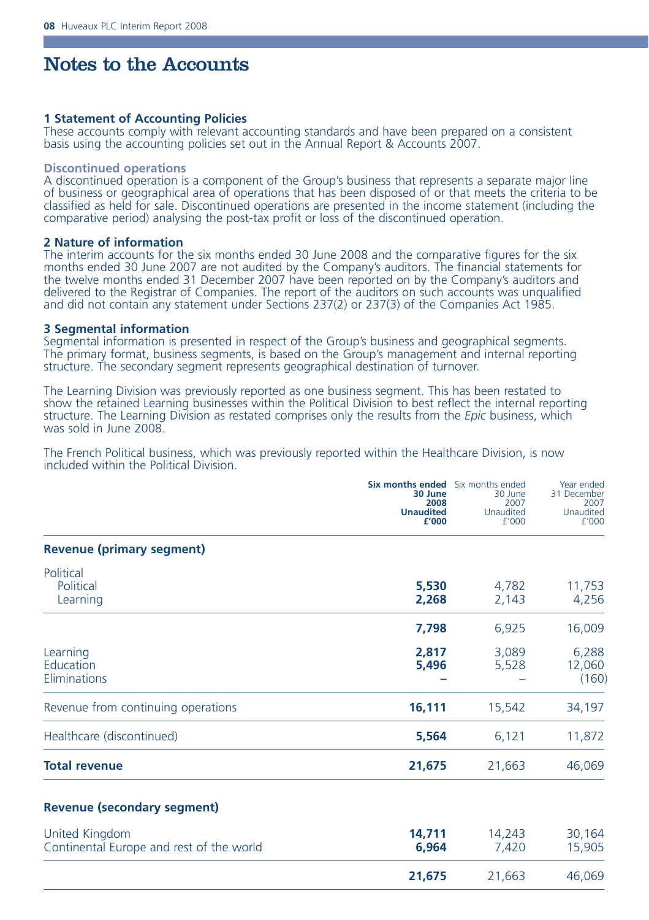# Notes to the Accounts

### 1 Statement of Accounting Policies

These accounts comply with relevant accounting standards and have been prepared on a consistent basis using the accounting policies set out in the Annual Report & Accounts 2007.

**Discontinued operations**

A discontinued operation is a component of the Group's business that represents a separate major line of business or geographical area of operations that has been disposed of or that meets the criteria to be classified as held for sale. Discontinued operations are presented in the income statement (including the comparative period) analysing the post-tax profit or loss of the discontinued operation.

### 2 Nature of information

The interim accounts for the six months ended 30 June 2008 and the comparative figures for the six months ended 30 June 2007 are not audited by the Company's auditors. The financial statements for the twelve months ended 31 December 2007 have been reported on by the Company's auditors and delivered to the Registrar of Companies. The report of the auditors on such accounts was unqualified and did not contain any statement under Sections 237(2) or 237(3) of the Companies Act 1985.

### 3 Segmental information

Segmental information is presented in respect of the Group's business and geographical segments. The primary format, business segments, is based on the Group's management and internal reporting structure. The secondary segment represents geographical destination of turnover.

The Learning Division was previously reported as one business segment. This has been restated to show the retained Learning businesses within the Political Division to best reflect the internal reporting structure. The Learning Division as restated comprises only the results from the *Epic* business, which was sold in June 2008.

The French Political business, which was previously reported within the Healthcare Division, is now included within the Political Division.

| | **Six months ended 30 June 2008 Unaudited £'000** | Six months ended 30 June 2007 Unaudited £'000 | Year ended 31 December 2007 Unaudited £'000 |
|---|---|---|---|
| **Revenue (primary segment)** | | | |
| Political | | | |
| Political | **5,530** | 4,782 | 11,753 |
| Learning | **2,268** | 2,143 | 4,256 |
| | **7,798** | 6,925 | 16,009 |
| Learning | **2,817** | 3,089 | 6,288 |
| Education | **5,496** | 5,528 | 12,060 |
| Eliminations | **–** | – | (160) |
| Revenue from continuing operations | **16,111** | 15,542 | 34,197 |
| Healthcare (discontinued) | **5,564** | 6,121 | 11,872 |
| **Total revenue** | **21,675** | 21,663 | 46,069 |
| **Revenue (secondary segment)** | | | |
| United Kingdom | **14,711** | 14,243 | 30,164 |
| Continental Europe and rest of the world | **6,964** | 7,420 | 15,905 |
| | **21,675** | 21,663 | 46,069 |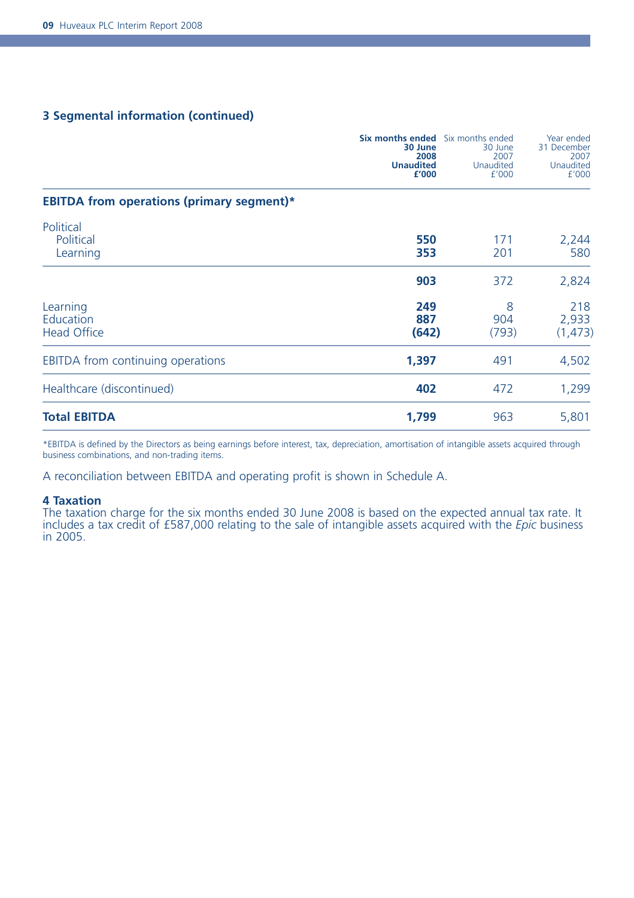### 3 Segmental information (continued)

| | **Six months ended 30 June 2008 Unaudited £'000** | Six months ended 30 June 2007 Unaudited £'000 | Year ended 31 December 2007 Unaudited £'000 |
|---|---|---|---|
| **EBITDA from operations (primary segment)*** | | | |
| Political | | | |
| Political | **550** | 171 | 2,244 |
| Learning | **353** | 201 | 580 |
| | **903** | 372 | 2,824 |
| Learning | **249** | 8 | 218 |
| Education | **887** | 904 | 2,933 |
| Head Office | **(642)** | (793) | (1,473) |
| EBITDA from continuing operations | **1,397** | 491 | 4,502 |
| Healthcare (discontinued) | **402** | 472 | 1,299 |
| **Total EBITDA** | **1,799** | 963 | 5,801 |

*EBITDA is defined by the Directors as being earnings before interest, tax, depreciation, amortisation of intangible assets acquired through business combinations, and non-trading items.

A reconciliation between EBITDA and operating profit is shown in Schedule A.

### 4 Taxation

The taxation charge for the six months ended 30 June 2008 is based on the expected annual tax rate. It includes a tax credit of £587,000 relating to the sale of intangible assets acquired with the *Epic* business in 2005.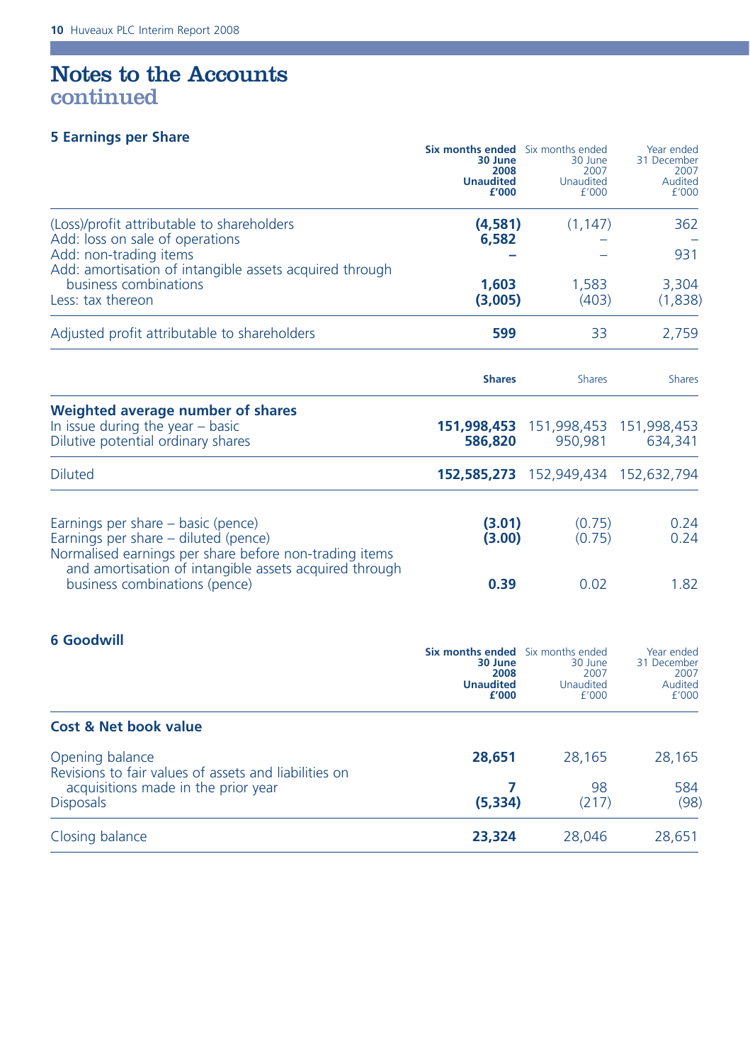# Notes to the Accounts
## continued

### 5 Earnings per Share

| | **Six months ended 30 June 2008 Unaudited £'000** | Six months ended 30 June 2007 Unaudited £'000 | Year ended 31 December 2007 Audited £'000 |
|---|---|---|---|
| (Loss)/profit attributable to shareholders | **(4,581)** | (1,147) | 362 |
| Add: loss on sale of operations | **6,582** | – | – |
| Add: non-trading items | **–** | – | 931 |
| Add: amortisation of intangible assets acquired through business combinations | **1,603** | 1,583 | 3,304 |
| Less: tax thereon | **(3,005)** | (403) | (1,838) |
| Adjusted profit attributable to shareholders | **599** | 33 | 2,759 |

| | **Shares** | Shares | Shares |
|---|---|---|---|
| **Weighted average number of shares** | | | |
| In issue during the year – basic | **151,998,453** | 151,998,453 | 151,998,453 |
| Dilutive potential ordinary shares | **586,820** | 950,981 | 634,341 |
| Diluted | **152,585,273** | 152,949,434 | 152,632,794 |

| | | | |
|---|---|---|---|
| Earnings per share – basic (pence) | **(3.01)** | (0.75) | 0.24 |
| Earnings per share – diluted (pence) | **(3.00)** | (0.75) | 0.24 |
| Normalised earnings per share before non-trading items and amortisation of intangible assets acquired through business combinations (pence) | **0.39** | 0.02 | 1.82 |

### 6 Goodwill

| | **Six months ended 30 June 2008 Unaudited £'000** | Six months ended 30 June 2007 Unaudited £'000 | Year ended 31 December 2007 Audited £'000 |
|---|---|---|---|
| **Cost & Net book value** | | | |
| Opening balance | **28,651** | 28,165 | 28,165 |
| Revisions to fair values of assets and liabilities on acquisitions made in the prior year | **7** | 98 | 584 |
| Disposals | **(5,334)** | (217) | (98) |
| Closing balance | **23,324** | 28,046 | 28,651 |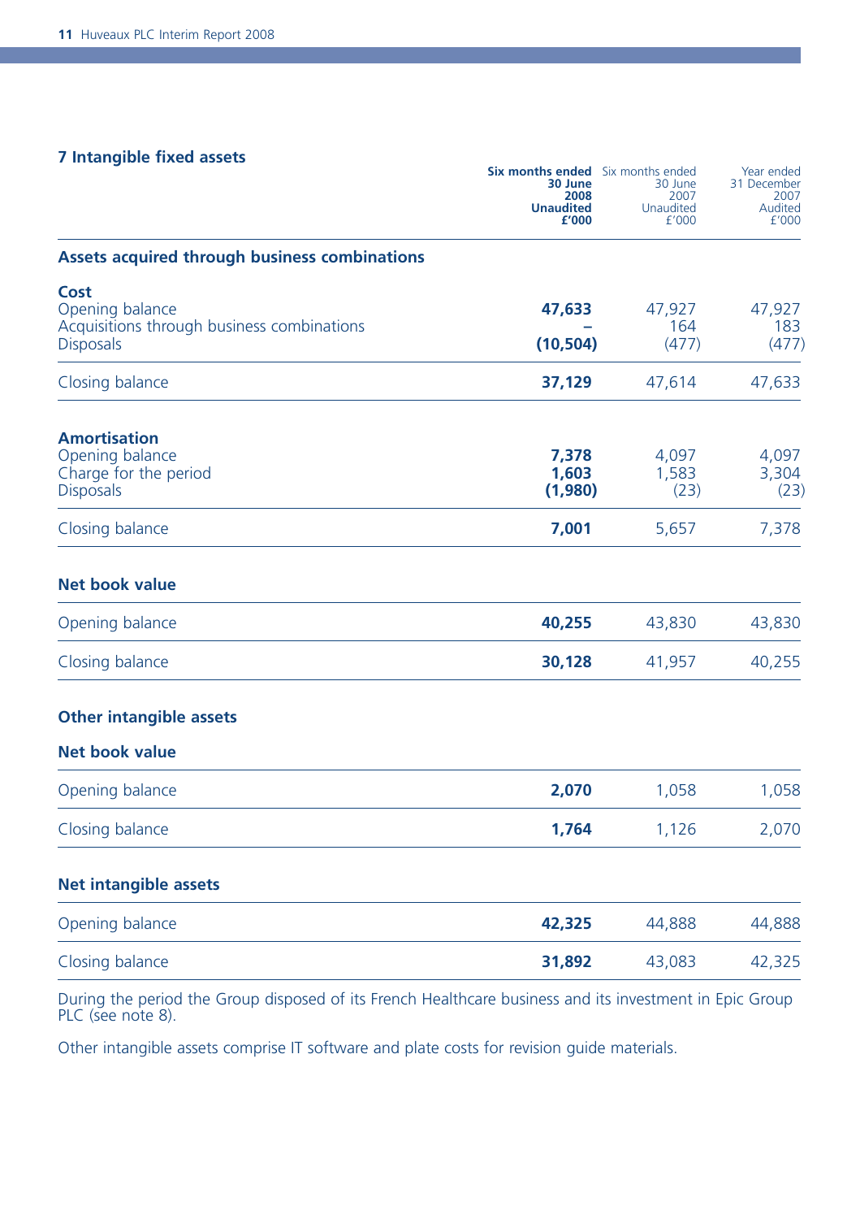## 7 Intangible fixed assets

| | **Six months ended 30 June 2008 Unaudited £'000** | Six months ended 30 June 2007 Unaudited £'000 | Year ended 31 December 2007 Audited £'000 |
|---|---|---|---|
| **Assets acquired through business combinations** | | | |
| **Cost** | | | |
| Opening balance | **47,633** | 47,927 | 47,927 |
| Acquisitions through business combinations | **–** | 164 | 183 |
| Disposals | **(10,504)** | (477) | (477) |
| Closing balance | **37,129** | 47,614 | 47,633 |
| **Amortisation** | | | |
| Opening balance | **7,378** | 4,097 | 4,097 |
| Charge for the period | **1,603** | 1,583 | 3,304 |
| Disposals | **(1,980)** | (23) | (23) |
| Closing balance | **7,001** | 5,657 | 7,378 |
| **Net book value** | | | |
| Opening balance | **40,255** | 43,830 | 43,830 |
| Closing balance | **30,128** | 41,957 | 40,255 |
| **Other intangible assets** | | | |
| **Net book value** | | | |
| Opening balance | **2,070** | 1,058 | 1,058 |
| Closing balance | **1,764** | 1,126 | 2,070 |
| **Net intangible assets** | | | |
| Opening balance | **42,325** | 44,888 | 44,888 |
| Closing balance | **31,892** | 43,083 | 42,325 |

During the period the Group disposed of its French Healthcare business and its investment in Epic Group PLC (see note 8).

Other intangible assets comprise IT software and plate costs for revision guide materials.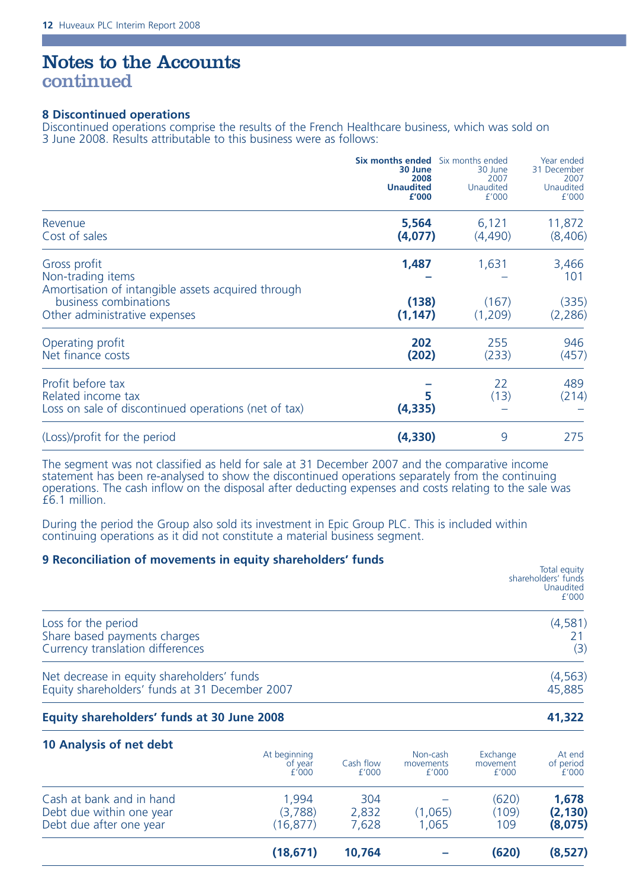# Notes to the Accounts continued

### 8 Discontinued operations

Discontinued operations comprise the results of the French Healthcare business, which was sold on 3 June 2008. Results attributable to this business were as follows:

| | **Six months ended 30 June 2008 Unaudited £'000** | Six months ended 30 June 2007 Unaudited £'000 | Year ended 31 December 2007 Unaudited £'000 |
|---|---|---|---|
| Revenue | **5,564** | 6,121 | 11,872 |
| Cost of sales | **(4,077)** | (4,490) | (8,406) |
| Gross profit | **1,487** | 1,631 | 3,466 |
| Non-trading items | **–** | – | 101 |
| Amortisation of intangible assets acquired through business combinations | **(138)** | (167) | (335) |
| Other administrative expenses | **(1,147)** | (1,209) | (2,286) |
| Operating profit | **202** | 255 | 946 |
| Net finance costs | **(202)** | (233) | (457) |
| Profit before tax | **–** | 22 | 489 |
| Related income tax | **5** | (13) | (214) |
| Loss on sale of discontinued operations (net of tax) | **(4,335)** | – | – |
| (Loss)/profit for the period | **(4,330)** | 9 | 275 |

The segment was not classified as held for sale at 31 December 2007 and the comparative income statement has been re-analysed to show the discontinued operations separately from the continuing operations. The cash inflow on the disposal after deducting expenses and costs relating to the sale was £6.1 million.

During the period the Group also sold its investment in Epic Group PLC. This is included within continuing operations as it did not constitute a material business segment.

### 9 Reconciliation of movements in equity shareholders' funds

| | Total equity shareholders' funds Unaudited £'000 |
|---|---|
| Loss for the period | (4,581) |
| Share based payments charges | 21 |
| Currency translation differences | (3) |
| Net decrease in equity shareholders' funds | (4,563) |
| Equity shareholders' funds at 31 December 2007 | 45,885 |
| **Equity shareholders' funds at 30 June 2008** | **41,322** |

### 10 Analysis of net debt

| | At beginning of year £'000 | Cash flow £'000 | Non-cash movements £'000 | Exchange movement £'000 | At end of period £'000 |
|---|---|---|---|---|---|
| Cash at bank and in hand | 1,994 | 304 | – | (620) | **1,678** |
| Debt due within one year | (3,788) | 2,832 | (1,065) | (109) | **(2,130)** |
| Debt due after one year | (16,877) | 7,628 | 1,065 | 109 | **(8,075)** |
| | **(18,671)** | **10,764** | **–** | **(620)** | **(8,527)** |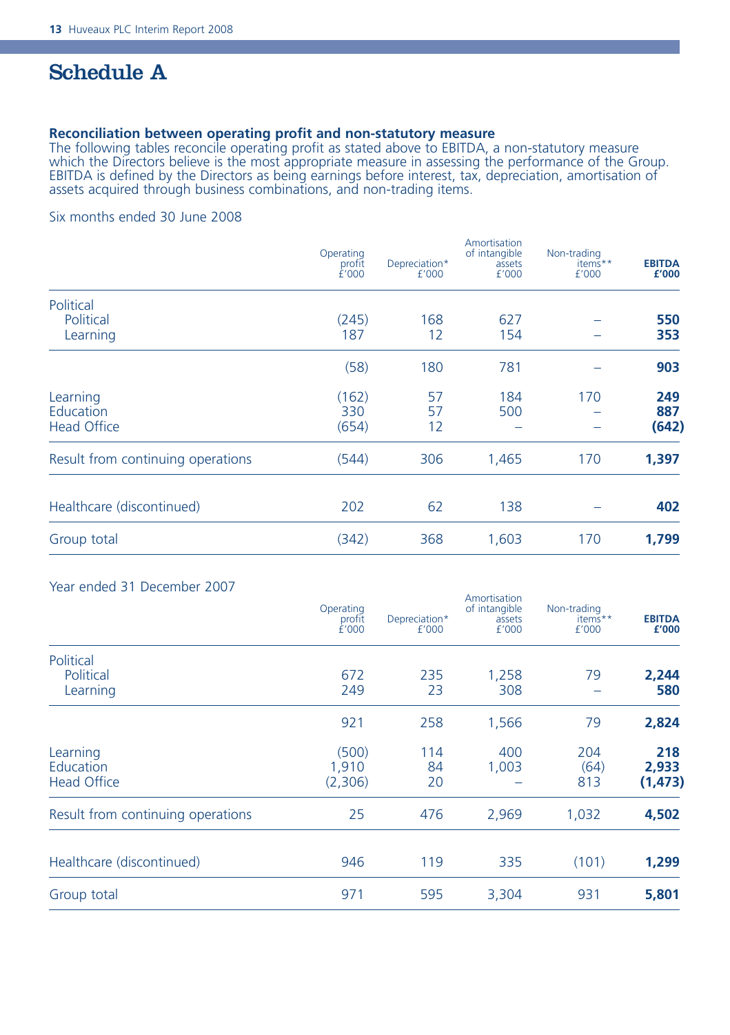# Schedule A

**Reconciliation between operating profit and non-statutory measure**

The following tables reconcile operating profit as stated above to EBITDA, a non-statutory measure which the Directors believe is the most appropriate measure in assessing the performance of the Group. EBITDA is defined by the Directors as being earnings before interest, tax, depreciation, amortisation of assets acquired through business combinations, and non-trading items.

Six months ended 30 June 2008

| | Operating profit £'000 | Depreciation* £'000 | Amortisation of intangible assets £'000 | Non-trading items** £'000 | **EBITDA £'000** |
|---|---|---|---|---|---|
| Political | | | | | |
| Political | (245) | 168 | 627 | – | **550** |
| Learning | 187 | 12 | 154 | – | **353** |
| | (58) | 180 | 781 | – | **903** |
| Learning | (162) | 57 | 184 | 170 | **249** |
| Education | 330 | 57 | 500 | – | **887** |
| Head Office | (654) | 12 | – | – | **(642)** |
| Result from continuing operations | (544) | 306 | 1,465 | 170 | **1,397** |
| Healthcare (discontinued) | 202 | 62 | 138 | – | **402** |
| Group total | (342) | 368 | 1,603 | 170 | **1,799** |

Year ended 31 December 2007

| | Operating profit £'000 | Depreciation* £'000 | Amortisation of intangible assets £'000 | Non-trading items** £'000 | **EBITDA £'000** |
|---|---|---|---|---|---|
| Political | | | | | |
| Political | 672 | 235 | 1,258 | 79 | **2,244** |
| Learning | 249 | 23 | 308 | – | **580** |
| | 921 | 258 | 1,566 | 79 | **2,824** |
| Learning | (500) | 114 | 400 | 204 | **218** |
| Education | 1,910 | 84 | 1,003 | (64) | **2,933** |
| Head Office | (2,306) | 20 | – | 813 | **(1,473)** |
| Result from continuing operations | 25 | 476 | 2,969 | 1,032 | **4,502** |
| Healthcare (discontinued) | 946 | 119 | 335 | (101) | **1,299** |
| Group total | 971 | 595 | 3,304 | 931 | **5,801** |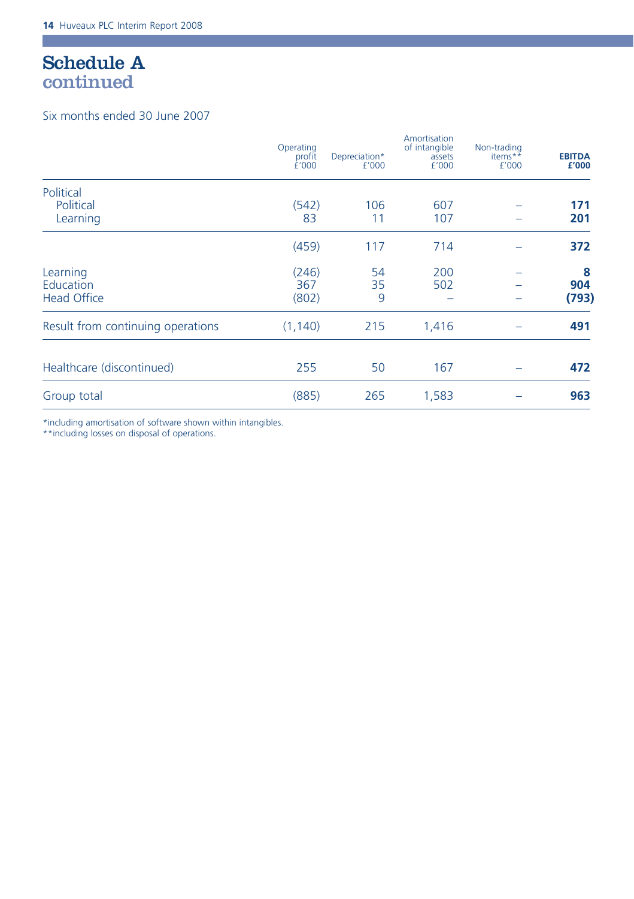# Schedule A
## continued

Six months ended 30 June 2007

| | Operating profit £'000 | Depreciation* £'000 | Amortisation of intangible assets £'000 | Non-trading items** £'000 | **EBITDA £'000** |
|---|---|---|---|---|---|
| Political | | | | | |
| Political | (542) | 106 | 607 | – | **171** |
| Learning | 83 | 11 | 107 | – | **201** |
| | (459) | 117 | 714 | – | **372** |
| Learning | (246) | 54 | 200 | – | **8** |
| Education | 367 | 35 | 502 | – | **904** |
| Head Office | (802) | 9 | – | – | **(793)** |
| Result from continuing operations | (1,140) | 215 | 1,416 | – | **491** |
| Healthcare (discontinued) | 255 | 50 | 167 | – | **472** |
| Group total | (885) | 265 | 1,583 | – | **963** |

*including amortisation of software shown within intangibles.

**including losses on disposal of operations.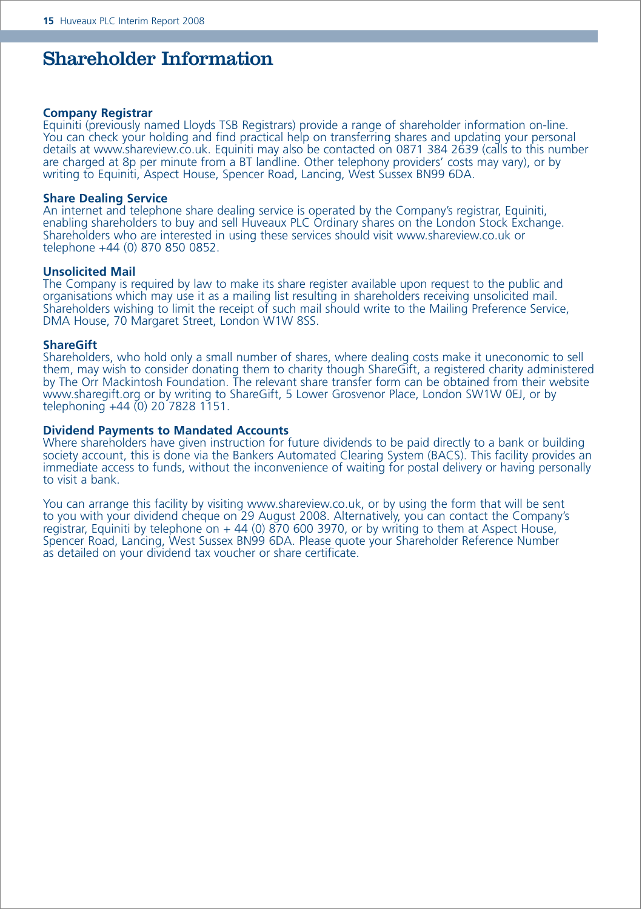# Shareholder Information

**Company Registrar**
Equiniti (previously named Lloyds TSB Registrars) provide a range of shareholder information on-line. You can check your holding and find practical help on transferring shares and updating your personal details at www.shareview.co.uk. Equiniti may also be contacted on 0871 384 2639 (calls to this number are charged at 8p per minute from a BT landline. Other telephony providers' costs may vary), or by writing to Equiniti, Aspect House, Spencer Road, Lancing, West Sussex BN99 6DA.

**Share Dealing Service**
An internet and telephone share dealing service is operated by the Company's registrar, Equiniti, enabling shareholders to buy and sell Huveaux PLC Ordinary shares on the London Stock Exchange. Shareholders who are interested in using these services should visit www.shareview.co.uk or telephone +44 (0) 870 850 0852.

**Unsolicited Mail**
The Company is required by law to make its share register available upon request to the public and organisations which may use it as a mailing list resulting in shareholders receiving unsolicited mail. Shareholders wishing to limit the receipt of such mail should write to the Mailing Preference Service, DMA House, 70 Margaret Street, London W1W 8SS.

**ShareGift**
Shareholders, who hold only a small number of shares, where dealing costs make it uneconomic to sell them, may wish to consider donating them to charity though ShareGift, a registered charity administered by The Orr Mackintosh Foundation. The relevant share transfer form can be obtained from their website www.sharegift.org or by writing to ShareGift, 5 Lower Grosvenor Place, London SW1W 0EJ, or by telephoning +44 (0) 20 7828 1151.

**Dividend Payments to Mandated Accounts**
Where shareholders have given instruction for future dividends to be paid directly to a bank or building society account, this is done via the Bankers Automated Clearing System (BACS). This facility provides an immediate access to funds, without the inconvenience of waiting for postal delivery or having personally to visit a bank.

You can arrange this facility by visiting www.shareview.co.uk, or by using the form that will be sent to you with your dividend cheque on 29 August 2008. Alternatively, you can contact the Company's registrar, Equiniti by telephone on + 44 (0) 870 600 3970, or by writing to them at Aspect House, Spencer Road, Lancing, West Sussex BN99 6DA. Please quote your Shareholder Reference Number as detailed on your dividend tax voucher or share certificate.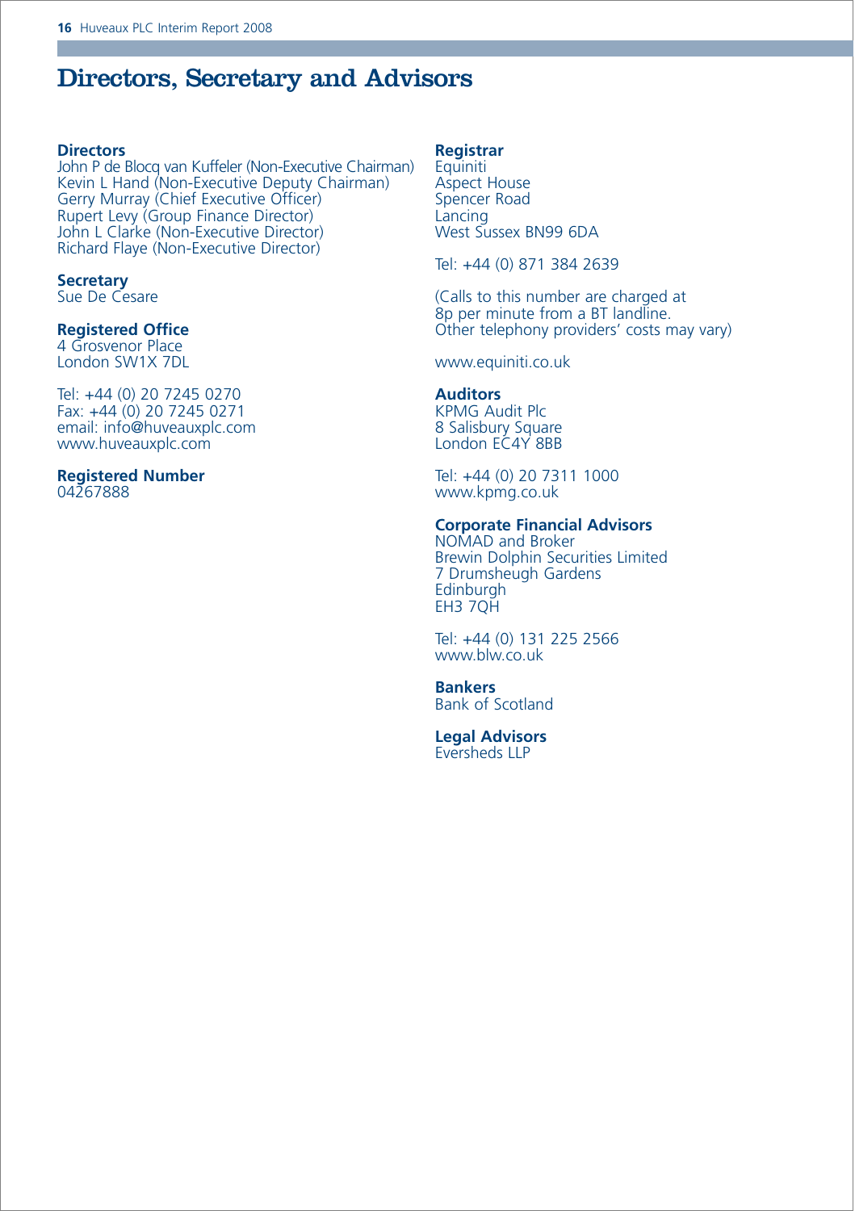# Directors, Secretary and Advisors

**Directors**
John P de Blocq van Kuffeler (Non-Executive Chairman)
Kevin L Hand (Non-Executive Deputy Chairman)
Gerry Murray (Chief Executive Officer)
Rupert Levy (Group Finance Director)
John L Clarke (Non-Executive Director)
Richard Flaye (Non-Executive Director)

**Secretary**
Sue De Cesare

**Registered Office**
4 Grosvenor Place
London SW1X 7DL

Tel: +44 (0) 20 7245 0270
Fax: +44 (0) 20 7245 0271
email: info@huveauxplc.com
www.huveauxplc.com

**Registered Number**
04267888

**Registrar**
Equiniti
Aspect House
Spencer Road
Lancing
West Sussex BN99 6DA

Tel: +44 (0) 871 384 2639

(Calls to this number are charged at 8p per minute from a BT landline. Other telephony providers' costs may vary)

www.equiniti.co.uk

**Auditors**
KPMG Audit Plc
8 Salisbury Square
London EC4Y 8BB

Tel: +44 (0) 20 7311 1000
www.kpmg.co.uk

**Corporate Financial Advisors**
NOMAD and Broker
Brewin Dolphin Securities Limited
7 Drumsheugh Gardens
Edinburgh
EH3 7QH

Tel: +44 (0) 131 225 2566
www.blw.co.uk

**Bankers**
Bank of Scotland

**Legal Advisors**
Eversheds LLP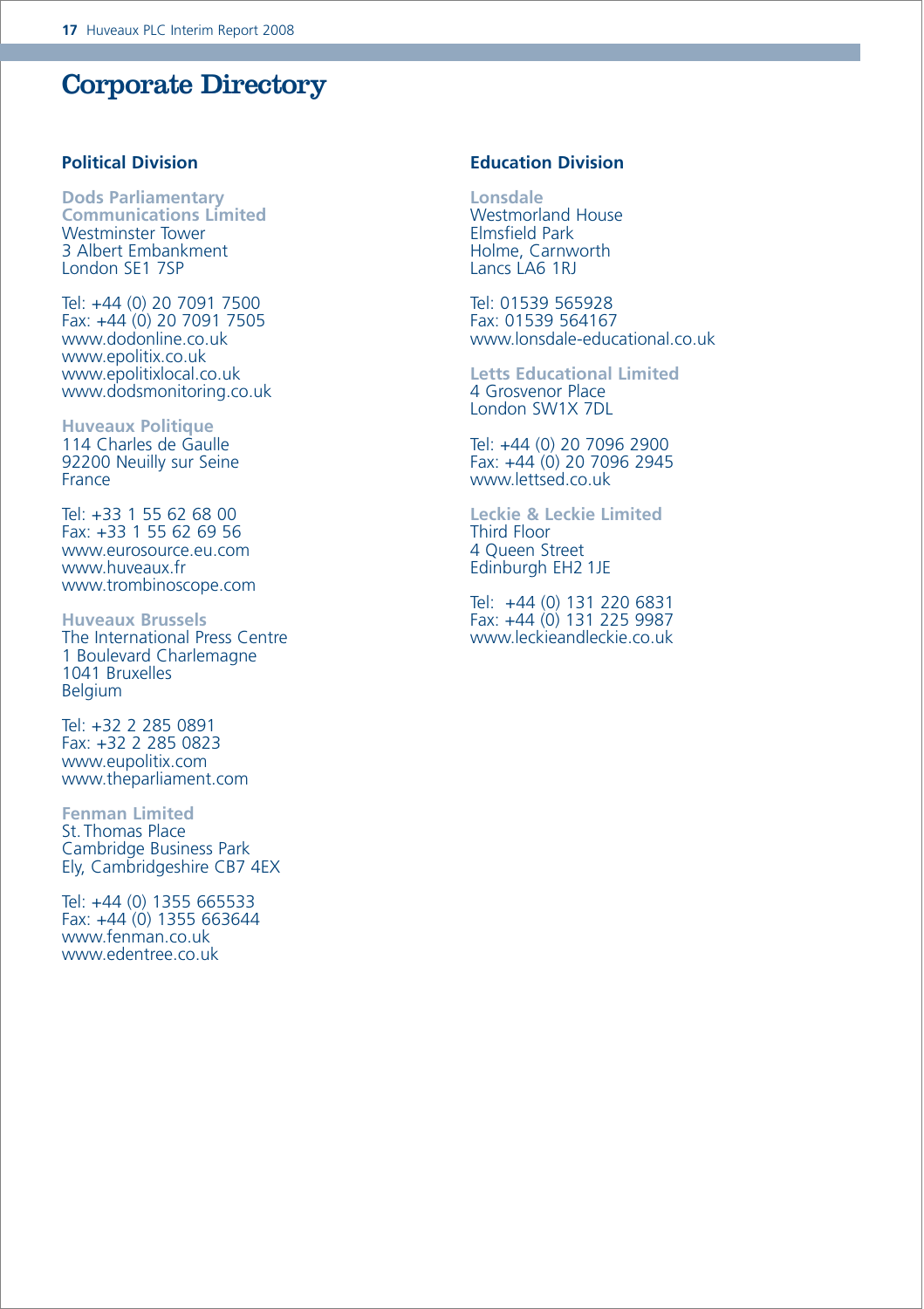# Corporate Directory

## Political Division

**Dods Parliamentary Communications Limited**
Westminster Tower
3 Albert Embankment
London SE1 7SP

Tel: +44 (0) 20 7091 7500
Fax: +44 (0) 20 7091 7505
www.dodonline.co.uk
www.epolitix.co.uk
www.epolitixlocal.co.uk
www.dodsmonitoring.co.uk

**Huveaux Politique**
114 Charles de Gaulle
92200 Neuilly sur Seine
France

Tel: +33 1 55 62 68 00
Fax: +33 1 55 62 69 56
www.eurosource.eu.com
www.huveaux.fr
www.trombinoscope.com

**Huveaux Brussels**
The International Press Centre
1 Boulevard Charlemagne
1041 Bruxelles
Belgium

Tel: +32 2 285 0891
Fax: +32 2 285 0823
www.eupolitix.com
www.theparliament.com

**Fenman Limited**
St. Thomas Place
Cambridge Business Park
Ely, Cambridgeshire CB7 4EX

Tel: +44 (0) 1355 665533
Fax: +44 (0) 1355 663644
www.fenman.co.uk
www.edentree.co.uk

## Education Division

**Lonsdale**
Westmorland House
Elmsfield Park
Holme, Carnworth
Lancs LA6 1RJ

Tel: 01539 565928
Fax: 01539 564167
www.lonsdale-educational.co.uk

**Letts Educational Limited**
4 Grosvenor Place
London SW1X 7DL

Tel: +44 (0) 20 7096 2900
Fax: +44 (0) 20 7096 2945
www.lettsed.co.uk

**Leckie & Leckie Limited**
Third Floor
4 Queen Street
Edinburgh EH2 1JE

Tel: +44 (0) 131 220 6831
Fax: +44 (0) 131 225 9987
www.leckieandleckie.co.uk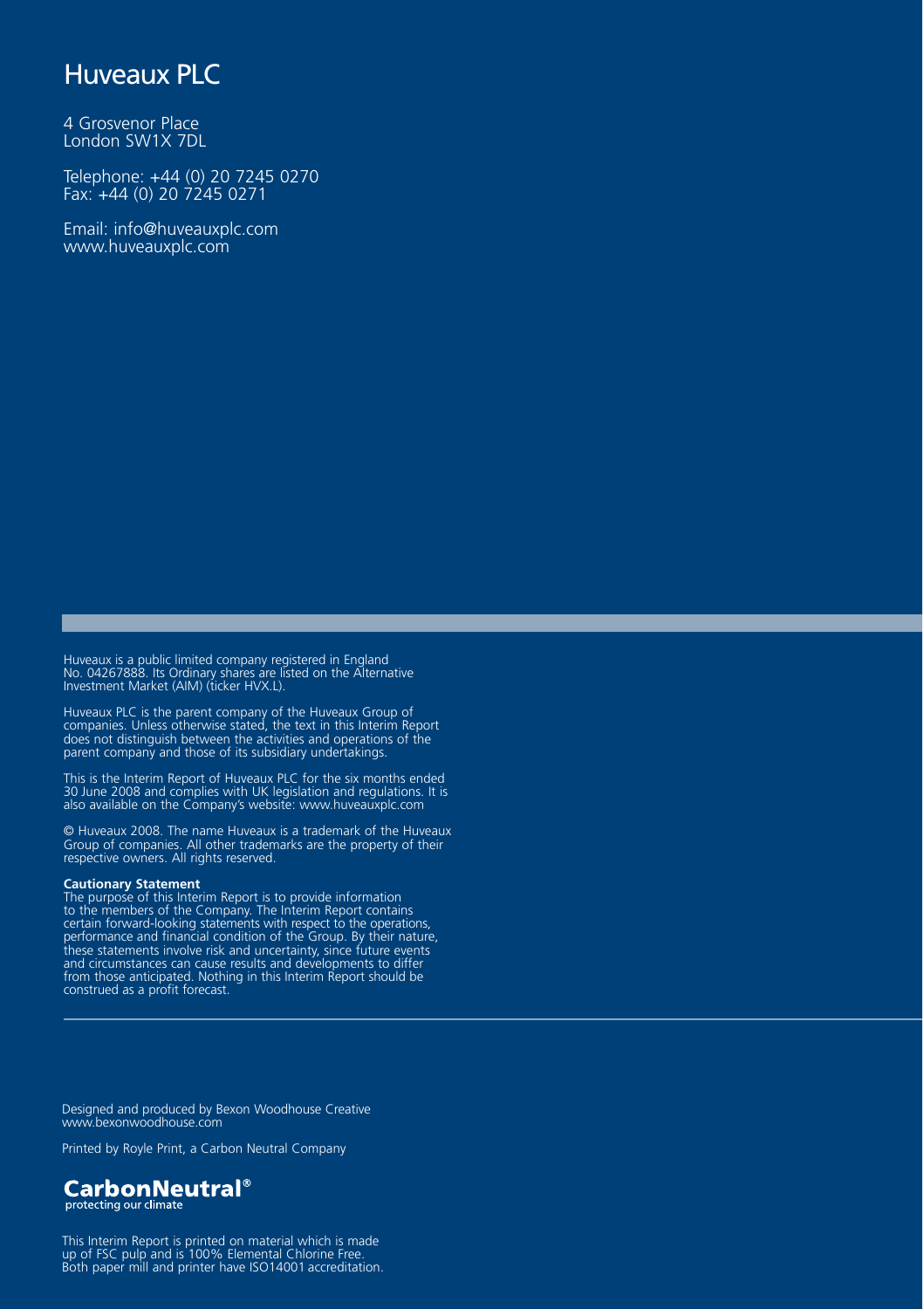# Huveaux PLC

4 Grosvenor Place
London SW1X 7DL

Telephone: +44 (0) 20 7245 0270
Fax: +44 (0) 20 7245 0271

Email: info@huveauxplc.com
www.huveauxplc.com

Huveaux is a public limited company registered in England No. 04267888. Its Ordinary shares are listed on the Alternative Investment Market (AIM) (ticker HVX.L).

Huveaux PLC is the parent company of the Huveaux Group of companies. Unless otherwise stated, the text in this Interim Report does not distinguish between the activities and operations of the parent company and those of its subsidiary undertakings.

This is the Interim Report of Huveaux PLC for the six months ended 30 June 2008 and complies with UK legislation and regulations. It is also available on the Company's website: www.huveauxplc.com

© Huveaux 2008. The name Huveaux is a trademark of the Huveaux Group of companies. All other trademarks are the property of their respective owners. All rights reserved.

**Cautionary Statement**
The purpose of this Interim Report is to provide information to the members of the Company. The Interim Report contains certain forward-looking statements with respect to the operations, performance and financial condition of the Group. By their nature, these statements involve risk and uncertainty, since future events and circumstances can cause results and developments to differ from those anticipated. Nothing in this Interim Report should be construed as a profit forecast.

Designed and produced by Bexon Woodhouse Creative
www.bexonwoodhouse.com

Printed by Royle Print, a Carbon Neutral Company

**CarbonNeutral®**
protecting our climate

This Interim Report is printed on material which is made up of FSC pulp and is 100% Elemental Chlorine Free. Both paper mill and printer have ISO14001 accreditation.